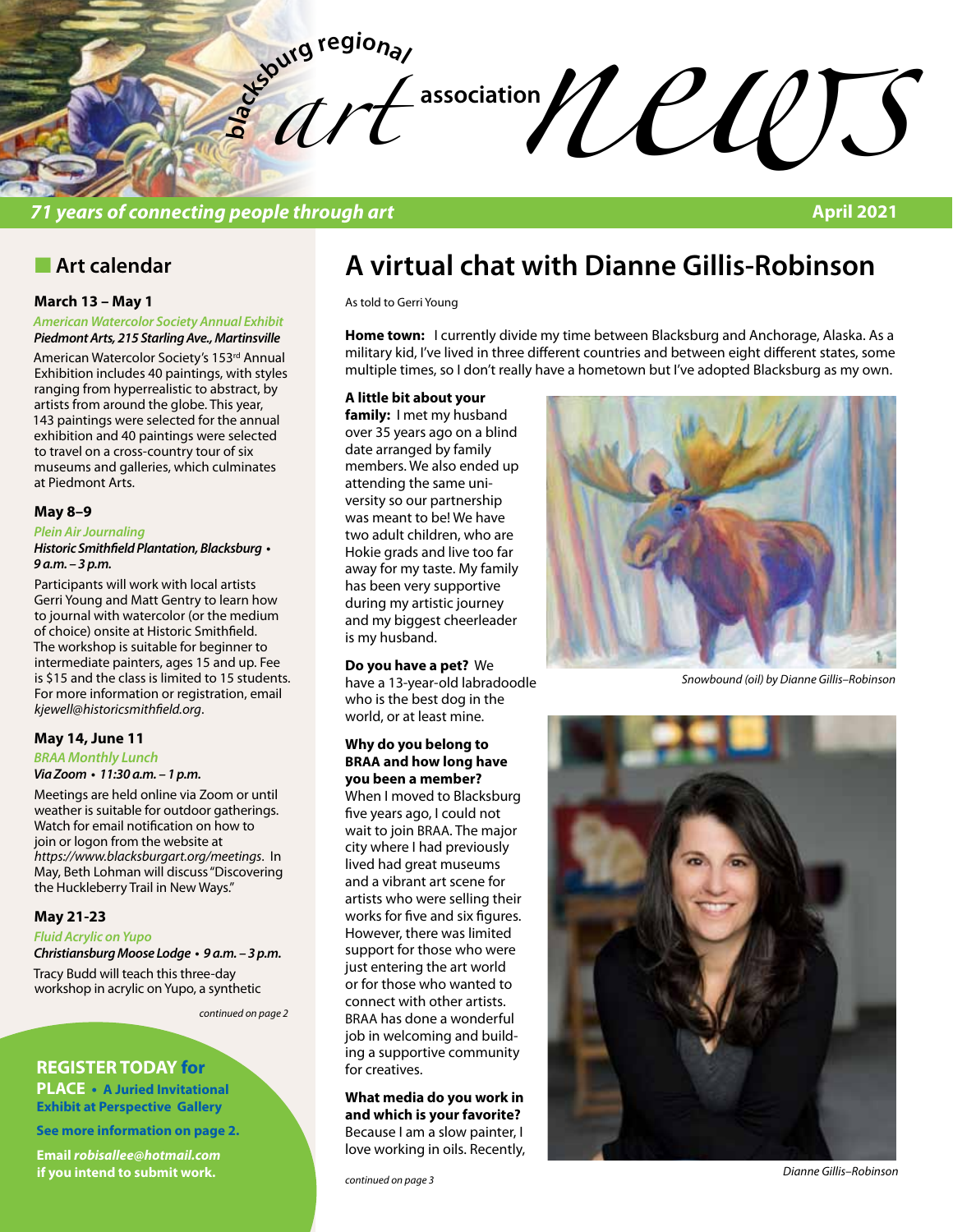# blacksburg regional art association news

*71 years of connecting people through art* — April 2021

## Art calendar

### March 13 – May 1

*American Watercolor Society Annual Exhibit*
***Piedmont Arts, 215 Starling Ave., Martinsville***

American Watercolor Society's 153rd Annual Exhibition includes 40 paintings, with styles ranging from hyperrealistic to abstract, by artists from around the globe. This year, 143 paintings were selected for the annual exhibition and 40 paintings were selected to travel on a cross-country tour of six museums and galleries, which culminates at Piedmont Arts.

### May 8–9

*Plein Air Journaling*
***Historic Smithfield Plantation, Blacksburg • 9 a.m. – 3 p.m.***

Participants will work with local artists Gerri Young and Matt Gentry to learn how to journal with watercolor (or the medium of choice) onsite at Historic Smithfield. The workshop is suitable for beginner to intermediate painters, ages 15 and up. Fee is $15 and the class is limited to 15 students. For more information or registration, email *kjewell@historicsmithfield.org*.

### May 14, June 11

*BRAA Monthly Lunch*
***Via Zoom • 11:30 a.m. – 1 p.m.***

Meetings are held online via Zoom or until weather is suitable for outdoor gatherings. Watch for email notification on how to join or logon from the website at *https://www.blacksburgart.org/meetings*. In May, Beth Lohman will discuss "Discovering the Huckleberry Trail in New Ways."

### May 21-23

*Fluid Acrylic on Yupo*
***Christiansburg Moose Lodge • 9 a.m. – 3 p.m.***

Tracy Budd will teach this three-day workshop in acrylic on Yupo, a synthetic

*continued on page 2*

**REGISTER TODAY for PLACE • A Juried Invitational Exhibit at Perspective Gallery**

**See more information on page 2.**

**Email *robisallee@hotmail.com* if you intend to submit work.**

# A virtual chat with Dianne Gillis-Robinson

As told to Gerri Young

**Home town:** I currently divide my time between Blacksburg and Anchorage, Alaska. As a military kid, I've lived in three different countries and between eight different states, some multiple times, so I don't really have a hometown but I've adopted Blacksburg as my own.

**A little bit about your family:** I met my husband over 35 years ago on a blind date arranged by family members. We also ended up attending the same university so our partnership was meant to be! We have two adult children, who are Hokie grads and live too far away for my taste. My family has been very supportive during my artistic journey and my biggest cheerleader is my husband.

**Do you have a pet?** We have a 13-year-old labradoodle who is the best dog in the world, or at least mine.

**Why do you belong to BRAA and how long have you been a member?** When I moved to Blacksburg five years ago, I could not wait to join BRAA. The major city where I had previously lived had great museums and a vibrant art scene for artists who were selling their works for five and six figures. However, there was limited support for those who were just entering the art world or for those who wanted to connect with other artists. BRAA has done a wonderful job in welcoming and building a supportive community for creatives.

**What media do you work in and which is your favorite?** Because I am a slow painter, I love working in oils. Recently,

*continued on page 3*

*Snowbound (oil) by Dianne Gillis–Robinson*

*Dianne Gillis–Robinson*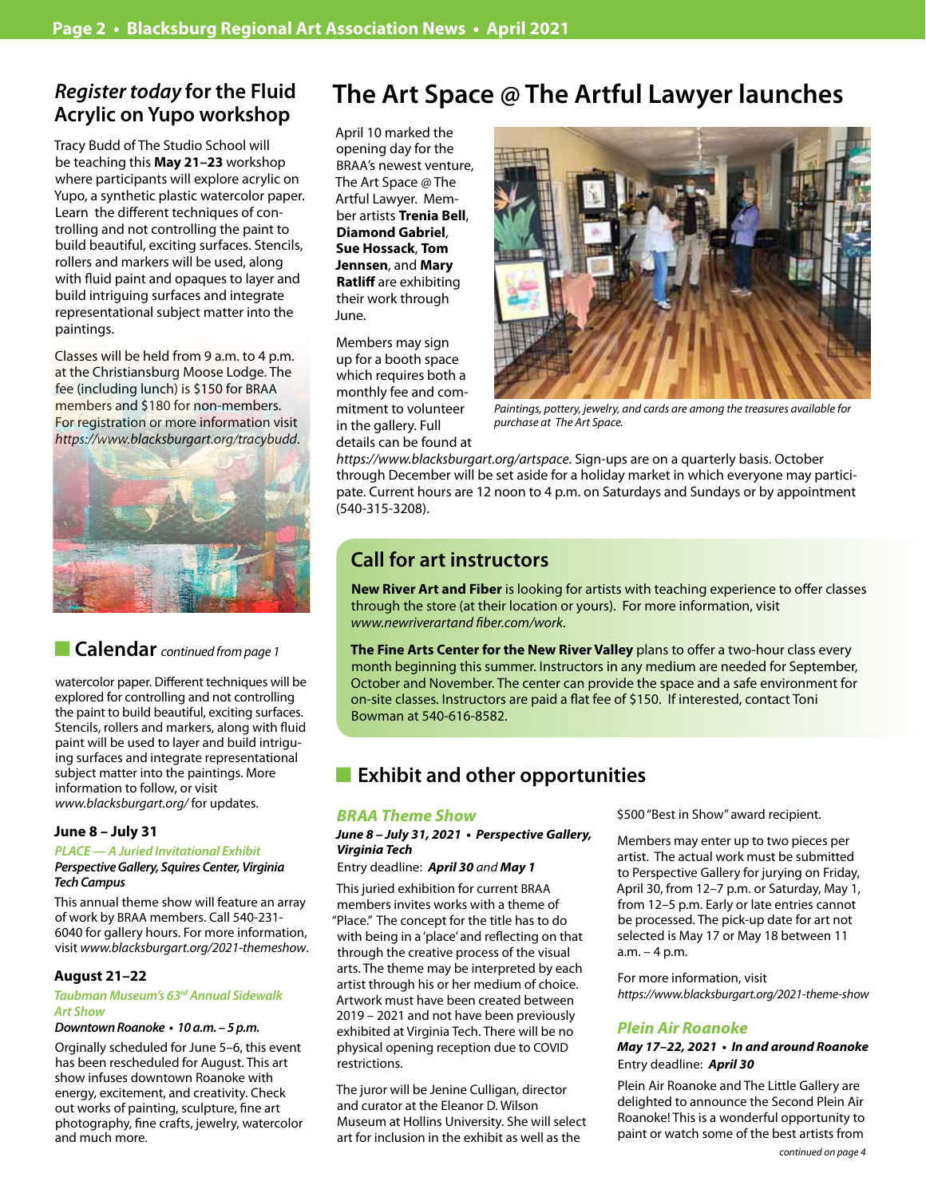## *Register today* for the Fluid Acrylic on Yupo workshop

Tracy Budd of The Studio School will be teaching this **May 21–23** workshop where participants will explore acrylic on Yupo, a synthetic plastic watercolor paper. Learn the different techniques of controlling and not controlling the paint to build beautiful, exciting surfaces. Stencils, rollers and markers will be used, along with fluid paint and opaques to layer and build intriguing surfaces and integrate representational subject matter into the paintings.

Classes will be held from 9 a.m. to 4 p.m. at the Christiansburg Moose Lodge. The fee (including lunch) is $150 for BRAA members and $180 for non-members. For registration or more information visit *https://www.blacksburgart.org/tracybudd*.

## Calendar *continued from page 1*

watercolor paper. Different techniques will be explored for controlling and not controlling the paint to build beautiful, exciting surfaces. Stencils, rollers and markers, along with fluid paint will be used to layer and build intriguing surfaces and integrate representational subject matter into the paintings. More information to follow, or visit *www.blacksburgart.org/* for updates.

### June 8 – July 31

***PLACE — A Juried Invitational Exhibit***

***Perspective Gallery, Squires Center, Virginia Tech Campus***

This annual theme show will feature an array of work by BRAA members. Call 540-231-6040 for gallery hours. For more information, visit *www.blacksburgart.org/2021-themeshow*.

### August 21–22

***Taubman Museum's 63rd Annual Sidewalk Art Show***

***Downtown Roanoke • 10 a.m. – 5 p.m.***

Orginally scheduled for June 5–6, this event has been rescheduled for August. This art show infuses downtown Roanoke with energy, excitement, and creativity. Check out works of painting, sculpture, fine art photography, fine crafts, jewelry, watercolor and much more.

# The Art Space @ The Artful Lawyer launches

April 10 marked the opening day for the BRAA's newest venture, The Art Space @ The Artful Lawyer. Member artists **Trenia Bell**, **Diamond Gabriel**, **Sue Hossack**, **Tom Jennsen**, and **Mary Ratliff** are exhibiting their work through June.

Members may sign up for a booth space which requires both a monthly fee and commitment to volunteer in the gallery. Full details can be found at *https://www.blacksburgart.org/artspace*. Sign-ups are on a quarterly basis. October through December will be set aside for a holiday market in which everyone may participate. Current hours are 12 noon to 4 p.m. on Saturdays and Sundays or by appointment (540-315-3208).

*Paintings, pottery, jewelry, and cards are among the treasures available for purchase at The Art Space.*

## Call for art instructors

**New River Art and Fiber** is looking for artists with teaching experience to offer classes through the store (at their location or yours). For more information, visit *www.newriverartandfiber.com/work*.

**The Fine Arts Center for the New River Valley** plans to offer a two-hour class every month beginning this summer. Instructors in any medium are needed for September, October and November. The center can provide the space and a safe environment for on-site classes. Instructors are paid a flat fee of $150. If interested, contact Toni Bowman at 540-616-8582.

## Exhibit and other opportunities

### *BRAA Theme Show*

***June 8 – July 31, 2021 • Perspective Gallery, Virginia Tech***

Entry deadline: ***April 30*** *and* ***May 1***

This juried exhibition for current BRAA members invites works with a theme of "Place." The concept for the title has to do with being in a 'place' and reflecting on that through the creative process of the visual arts. The theme may be interpreted by each artist through his or her medium of choice. Artwork must have been created between 2019 – 2021 and not have been previously exhibited at Virginia Tech. There will be no physical opening reception due to COVID restrictions.

The juror will be Jenine Culligan, director and curator at the Eleanor D. Wilson Museum at Hollins University. She will select art for inclusion in the exhibit as well as the $500 "Best in Show" award recipient.

Members may enter up to two pieces per artist. The actual work must be submitted to Perspective Gallery for jurying on Friday, April 30, from 12–7 p.m. or Saturday, May 1, from 12–5 p.m. Early or late entries cannot be processed. The pick-up date for art not selected is May 17 or May 18 between 11 a.m. – 4 p.m.

For more information, visit *https://www.blacksburgart.org/2021-theme-show*

### *Plein Air Roanoke*

***May 17–22, 2021 • In and around Roanoke***

Entry deadline: ***April 30***

Plein Air Roanoke and The Little Gallery are delighted to announce the Second Plein Air Roanoke! This is a wonderful opportunity to paint or watch some of the best artists from

*continued on page 4*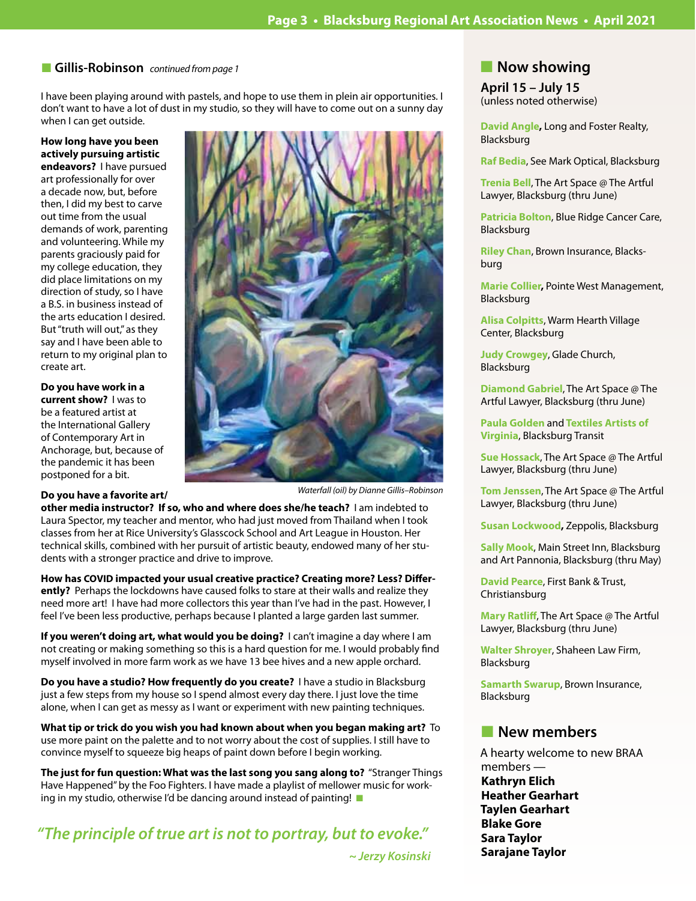## Gillis-Robinson *continued from page 1*

I have been playing around with pastels, and hope to use them in plein air opportunities. I don't want to have a lot of dust in my studio, so they will have to come out on a sunny day when I can get outside.

**How long have you been actively pursuing artistic endeavors?** I have pursued art professionally for over a decade now, but, before then, I did my best to carve out time from the usual demands of work, parenting and volunteering. While my parents graciously paid for my college education, they did place limitations on my direction of study, so I have a B.S. in business instead of the arts education I desired. But "truth will out," as they say and I have been able to return to my original plan to create art.

**Do you have work in a current show?** I was to be a featured artist at the International Gallery of Contemporary Art in Anchorage, but, because of the pandemic it has been postponed for a bit.

*Waterfall (oil) by Dianne Gillis–Robinson*

**Do you have a favorite art/other media instructor? If so, who and where does she/he teach?** I am indebted to Laura Spector, my teacher and mentor, who had just moved from Thailand when I took classes from her at Rice University's Glasscock School and Art League in Houston. Her technical skills, combined with her pursuit of artistic beauty, endowed many of her students with a stronger practice and drive to improve.

**How has COVID impacted your usual creative practice? Creating more? Less? Differently?** Perhaps the lockdowns have caused folks to stare at their walls and realize they need more art! I have had more collectors this year than I've had in the past. However, I feel I've been less productive, perhaps because I planted a large garden last summer.

**If you weren't doing art, what would you be doing?** I can't imagine a day where I am not creating or making something so this is a hard question for me. I would probably find myself involved in more farm work as we have 13 bee hives and a new apple orchard.

**Do you have a studio? How frequently do you create?** I have a studio in Blacksburg just a few steps from my house so I spend almost every day there. I just love the time alone, when I can get as messy as I want or experiment with new painting techniques.

**What tip or trick do you wish you had known about when you began making art?** To use more paint on the palette and to not worry about the cost of supplies. I still have to convince myself to squeeze big heaps of paint down before I begin working.

**The just for fun question: What was the last song you sang along to?** "Stranger Things Have Happened" by the Foo Fighters. I have made a playlist of mellower music for working in my studio, otherwise I'd be dancing around instead of painting!

*"The principle of true art is not to portray, but to evoke."*

*~ Jerzy Kosinski*

## Now showing

**April 15 – July 15**
(unless noted otherwise)

**David Angle**, Long and Foster Realty, Blacksburg

**Raf Bedia**, See Mark Optical, Blacksburg

**Trenia Bell**, The Art Space @ The Artful Lawyer, Blacksburg (thru June)

**Patricia Bolton**, Blue Ridge Cancer Care, Blacksburg

**Riley Chan**, Brown Insurance, Blacksburg

**Marie Collier**, Pointe West Management, Blacksburg

**Alisa Colpitts**, Warm Hearth Village Center, Blacksburg

**Judy Crowgey**, Glade Church, Blacksburg

**Diamond Gabriel**, The Art Space @ The Artful Lawyer, Blacksburg (thru June)

**Paula Golden** and **Textiles Artists of Virginia**, Blacksburg Transit

**Sue Hossack**, The Art Space @ The Artful Lawyer, Blacksburg (thru June)

**Tom Jenssen**, The Art Space @ The Artful Lawyer, Blacksburg (thru June)

**Susan Lockwood**, Zeppolis, Blacksburg

**Sally Mook**, Main Street Inn, Blacksburg and Art Pannonia, Blacksburg (thru May)

**David Pearce**, First Bank & Trust, Christiansburg

**Mary Ratliff**, The Art Space @ The Artful Lawyer, Blacksburg (thru June)

**Walter Shroyer**, Shaheen Law Firm, Blacksburg

**Samarth Swarup**, Brown Insurance, Blacksburg

## New members

A hearty welcome to new BRAA members —

**Kathryn Elich**
**Heather Gearhart**
**Taylen Gearhart**
**Blake Gore**
**Sara Taylor**
**Sarajane Taylor**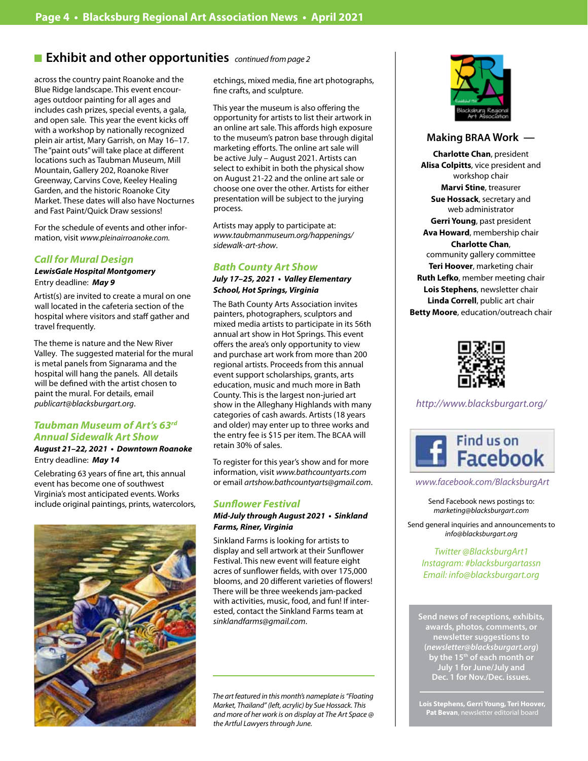## Exhibit and other opportunities *continued from page 2*

across the country paint Roanoke and the Blue Ridge landscape. This event encourages outdoor painting for all ages and includes cash prizes, special events, a gala, and open sale. This year the event kicks off with a workshop by nationally recognized plein air artist, Mary Garrish, on May 16–17. The "paint outs" will take place at different locations such as Taubman Museum, Mill Mountain, Gallery 202, Roanoke River Greenway, Carvins Cove, Keeley Healing Garden, and the historic Roanoke City Market. These dates will also have Nocturnes and Fast Paint/Quick Draw sessions!

For the schedule of events and other information, visit *www.pleinairroanoke.com.*

### Call for Mural Design

***LewisGale Hospital Montgomery***
Entry deadline: ***May 9***

Artist(s) are invited to create a mural on one wall located in the cafeteria section of the hospital where visitors and staff gather and travel frequently.

The theme is nature and the New River Valley. The suggested material for the mural is metal panels from Signarama and the hospital will hang the panels. All details will be defined with the artist chosen to paint the mural. For details, email *publicart@blacksburgart.org*.

### Taubman Museum of Art's 63rd Annual Sidewalk Art Show

***August 21–22, 2021 • Downtown Roanoke***
Entry deadline: ***May 14***

Celebrating 63 years of fine art, this annual event has become one of southwest Virginia's most anticipated events. Works include original paintings, prints, watercolors, etchings, mixed media, fine art photographs, fine crafts, and sculpture.

This year the museum is also offering the opportunity for artists to list their artwork in an online art sale. This affords high exposure to the museum's patron base through digital marketing efforts. The online art sale will be active July – August 2021. Artists can select to exhibit in both the physical show on August 21-22 and the online art sale or choose one over the other. Artists for either presentation will be subject to the jurying process.

Artists may apply to participate at: *www.taubmanmuseum.org/happenings/sidewalk-art-show*.

### Bath County Art Show

***July 17–25, 2021 • Valley Elementary School, Hot Springs, Virginia***

The Bath County Arts Association invites painters, photographers, sculptors and mixed media artists to participate in its 56th annual art show in Hot Springs. This event offers the area's only opportunity to view and purchase art work from more than 200 regional artists. Proceeds from this annual event support scholarships, grants, arts education, music and much more in Bath County. This is the largest non-juried art show in the Alleghany Highlands with many categories of cash awards. Artists (18 years and older) may enter up to three works and the entry fee is $15 per item. The BCAA will retain 30% of sales.

To register for this year's show and for more information, visit *www.bathcountyarts.com* or email *artshow.bathcountyarts@gmail.com*.

### Sunflower Festival

***Mid-July through August 2021 • Sinkland Farms, Riner, Virginia***

Sinkland Farms is looking for artists to display and sell artwork at their Sunflower Festival. This new event will feature eight acres of sunflower fields, with over 175,000 blooms, and 20 different varieties of flowers! There will be three weekends jam-packed with activities, music, food, and fun! If interested, contact the Sinkland Farms team at *sinklandfarms@gmail.com*.

*The art featured in this month's nameplate is "Floating Market, Thailand" (left, acrylic) by Sue Hossack. This and more of her work is on display at The Art Space @ the Artful Lawyers through June.*

---

### Making BRAA Work —

**Charlotte Chan**, president
**Alisa Colpitts**, vice president and workshop chair
**Marvi Stine**, treasurer
**Sue Hossack**, secretary and web administrator
**Gerri Young**, past president
**Ava Howard**, membership chair
**Charlotte Chan**, community gallery committee
**Teri Hoover**, marketing chair
**Ruth Lefko**, member meeting chair
**Lois Stephens**, newsletter chair
**Linda Correll**, public art chair
**Betty Moore**, education/outreach chair

*http://www.blacksburgart.org/*

Find us on Facebook

*www.facebook.com/BlacksburgArt*

Send Facebook news postings to: *marketing@blacksburgart.com*

Send general inquiries and announcements to *info@blacksburgart.org*

*Twitter @BlacksburgArt1*
*Instagram: #blacksburgartassn*
*Email: info@blacksburgart.org*

**Send news of receptions, exhibits, awards, photos, comments, or newsletter suggestions to (*newsletter@blacksburgart.org*) by the 15th of each month or July 1 for June/July and Dec. 1 for Nov./Dec. issues.**

**Lois Stephens, Gerri Young, Teri Hoover, Pat Bevan**, newsletter editorial board